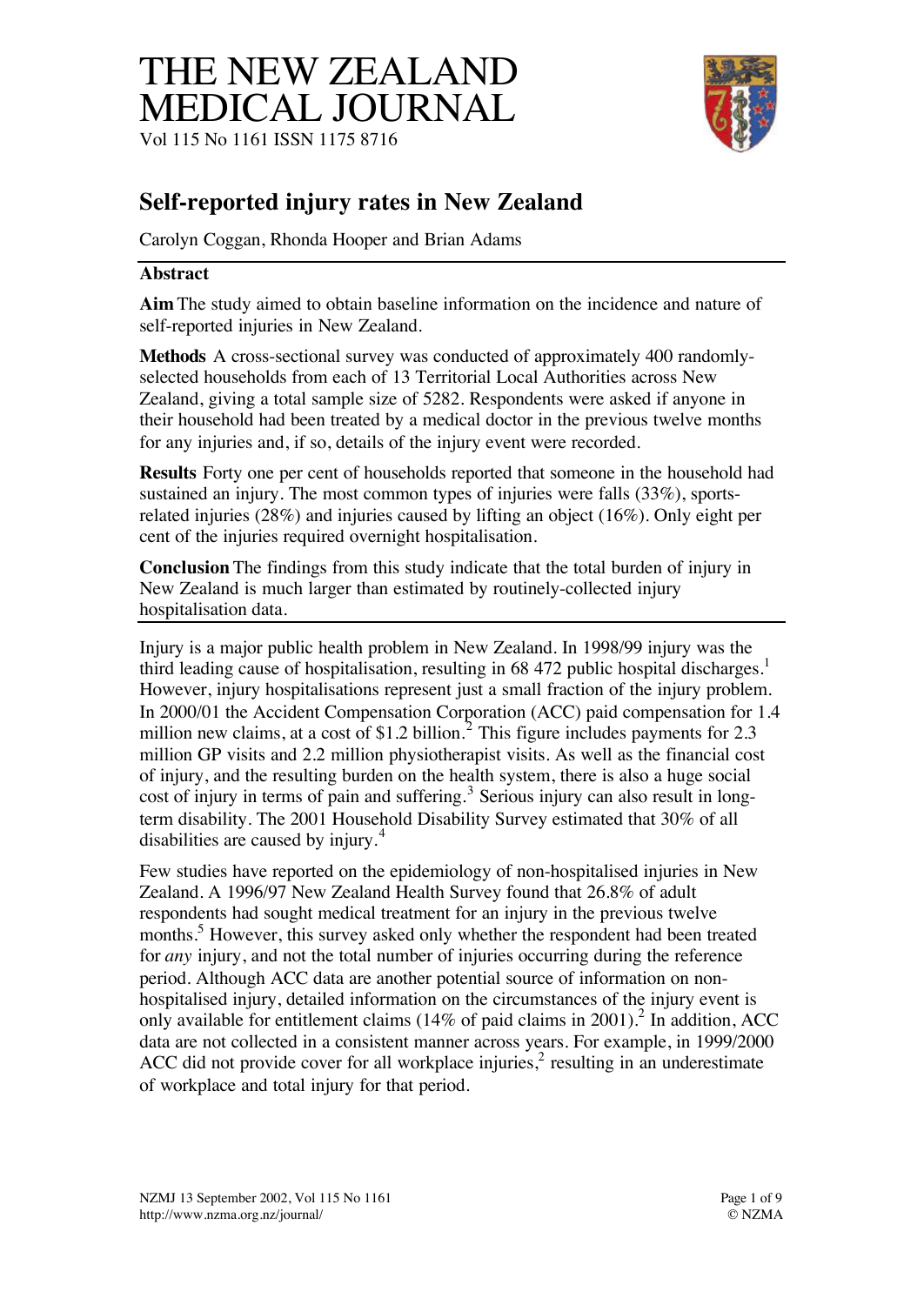# THE NEW ZEALAND MEDICAL JOURNAL

Vol 115 No 1161 ISSN 1175 8716

## Self-reported injury rates in New Zealand

Carolyn Coggan, Rhonda Hooper and Brian Adams

### Abstract

**Aim** The study aimed to obtain baseline information on the incidence and nature of self-reported injuries in New Zealand.

**Methods** A cross-sectional survey was conducted of approximately 400 randomly-selected households from each of 13 Territorial Local Authorities across New Zealand, giving a total sample size of 5282. Respondents were asked if anyone in their household had been treated by a medical doctor in the previous twelve months for any injuries and, if so, details of the injury event were recorded.

**Results** Forty one per cent of households reported that someone in the household had sustained an injury. The most common types of injuries were falls (33%), sports-related injuries (28%) and injuries caused by lifting an object (16%). Only eight per cent of the injuries required overnight hospitalisation.

**Conclusion** The findings from this study indicate that the total burden of injury in New Zealand is much larger than estimated by routinely-collected injury hospitalisation data.

Injury is a major public health problem in New Zealand. In 1998/99 injury was the third leading cause of hospitalisation, resulting in 68 472 public hospital discharges.[1] However, injury hospitalisations represent just a small fraction of the injury problem. In 2000/01 the Accident Compensation Corporation (ACC) paid compensation for 1.4 million new claims, at a cost of $1.2 billion.[2] This figure includes payments for 2.3 million GP visits and 2.2 million physiotherapist visits. As well as the financial cost of injury, and the resulting burden on the health system, there is also a huge social cost of injury in terms of pain and suffering.[3] Serious injury can also result in long-term disability. The 2001 Household Disability Survey estimated that 30% of all disabilities are caused by injury.[4]

Few studies have reported on the epidemiology of non-hospitalised injuries in New Zealand. A 1996/97 New Zealand Health Survey found that 26.8% of adult respondents had sought medical treatment for an injury in the previous twelve months.[5] However, this survey asked only whether the respondent had been treated for *any* injury, and not the total number of injuries occurring during the reference period. Although ACC data are another potential source of information on non-hospitalised injury, detailed information on the circumstances of the injury event is only available for entitlement claims (14% of paid claims in 2001).[2] In addition, ACC data are not collected in a consistent manner across years. For example, in 1999/2000 ACC did not provide cover for all workplace injuries,[2] resulting in an underestimate of workplace and total injury for that period.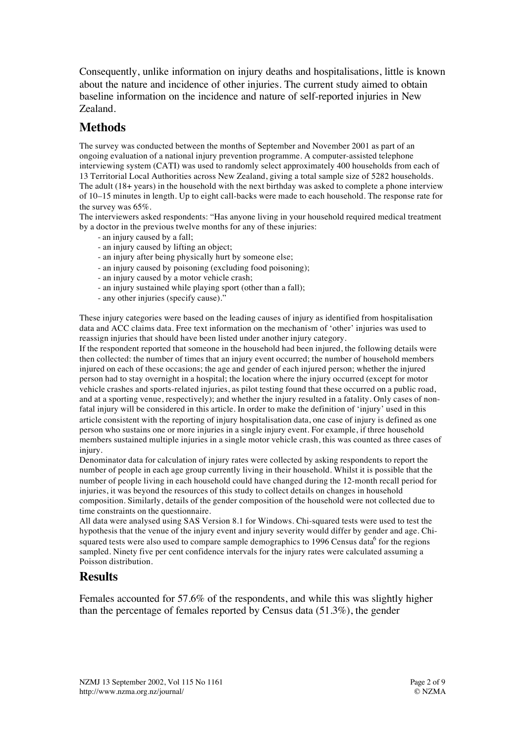Consequently, unlike information on injury deaths and hospitalisations, little is known about the nature and incidence of other injuries. The current study aimed to obtain baseline information on the incidence and nature of self-reported injuries in New Zealand.

## Methods

The survey was conducted between the months of September and November 2001 as part of an ongoing evaluation of a national injury prevention programme. A computer-assisted telephone interviewing system (CATI) was used to randomly select approximately 400 households from each of 13 Territorial Local Authorities across New Zealand, giving a total sample size of 5282 households. The adult (18+ years) in the household with the next birthday was asked to complete a phone interview of 10–15 minutes in length. Up to eight call-backs were made to each household. The response rate for the survey was 65%.

The interviewers asked respondents: "Has anyone living in your household required medical treatment by a doctor in the previous twelve months for any of these injuries:

- an injury caused by a fall;
- an injury caused by lifting an object;
- an injury after being physically hurt by someone else;
- an injury caused by poisoning (excluding food poisoning);
- an injury caused by a motor vehicle crash;
- an injury sustained while playing sport (other than a fall);
- any other injuries (specify cause)."

These injury categories were based on the leading causes of injury as identified from hospitalisation data and ACC claims data. Free text information on the mechanism of 'other' injuries was used to reassign injuries that should have been listed under another injury category.

If the respondent reported that someone in the household had been injured, the following details were then collected: the number of times that an injury event occurred; the number of household members injured on each of these occasions; the age and gender of each injured person; whether the injured person had to stay overnight in a hospital; the location where the injury occurred (except for motor vehicle crashes and sports-related injuries, as pilot testing found that these occurred on a public road, and at a sporting venue, respectively); and whether the injury resulted in a fatality. Only cases of non-fatal injury will be considered in this article. In order to make the definition of 'injury' used in this article consistent with the reporting of injury hospitalisation data, one case of injury is defined as one person who sustains one or more injuries in a single injury event. For example, if three household members sustained multiple injuries in a single motor vehicle crash, this was counted as three cases of injury.

Denominator data for calculation of injury rates were collected by asking respondents to report the number of people in each age group currently living in their household. Whilst it is possible that the number of people living in each household could have changed during the 12-month recall period for injuries, it was beyond the resources of this study to collect details on changes in household composition. Similarly, details of the gender composition of the household were not collected due to time constraints on the questionnaire.

All data were analysed using SAS Version 8.1 for Windows. Chi-squared tests were used to test the hypothesis that the venue of the injury event and injury severity would differ by gender and age. Chi-squared tests were also used to compare sample demographics to 1996 Census data[6] for the regions sampled. Ninety five per cent confidence intervals for the injury rates were calculated assuming a Poisson distribution.

## Results

Females accounted for 57.6% of the respondents, and while this was slightly higher than the percentage of females reported by Census data (51.3%), the gender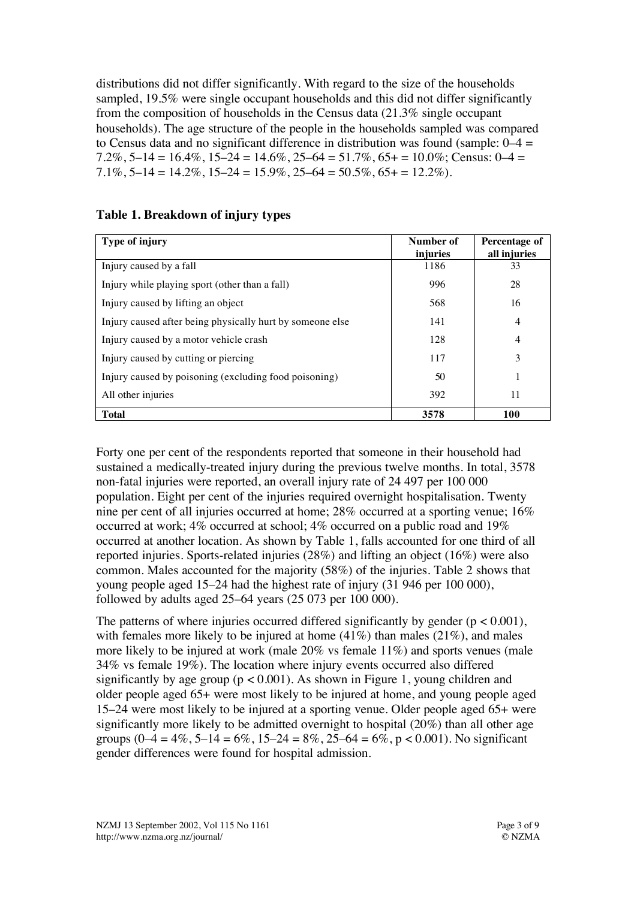distributions did not differ significantly. With regard to the size of the households sampled, 19.5% were single occupant households and this did not differ significantly from the composition of households in the Census data (21.3% single occupant households). The age structure of the people in the households sampled was compared to Census data and no significant difference in distribution was found (sample: 0–4 = 7.2%, 5–14 = 16.4%, 15–24 = 14.6%, 25–64 = 51.7%, 65+ = 10.0%; Census: 0–4 = 7.1%, 5–14 = 14.2%, 15–24 = 15.9%, 25–64 = 50.5%, 65+ = 12.2%).

**Table 1. Breakdown of injury types**

| Type of injury | Number of injuries | Percentage of all injuries |
|---|---|---|
| Injury caused by a fall | 1186 | 33 |
| Injury while playing sport (other than a fall) | 996 | 28 |
| Injury caused by lifting an object | 568 | 16 |
| Injury caused after being physically hurt by someone else | 141 | 4 |
| Injury caused by a motor vehicle crash | 128 | 4 |
| Injury caused by cutting or piercing | 117 | 3 |
| Injury caused by poisoning (excluding food poisoning) | 50 | 1 |
| All other injuries | 392 | 11 |
| **Total** | **3578** | **100** |

Forty one per cent of the respondents reported that someone in their household had sustained a medically-treated injury during the previous twelve months. In total, 3578 non-fatal injuries were reported, an overall injury rate of 24 497 per 100 000 population. Eight per cent of the injuries required overnight hospitalisation. Twenty nine per cent of all injuries occurred at home; 28% occurred at a sporting venue; 16% occurred at work; 4% occurred at school; 4% occurred on a public road and 19% occurred at another location. As shown by Table 1, falls accounted for one third of all reported injuries. Sports-related injuries (28%) and lifting an object (16%) were also common. Males accounted for the majority (58%) of the injuries. Table 2 shows that young people aged 15–24 had the highest rate of injury (31 946 per 100 000), followed by adults aged 25–64 years (25 073 per 100 000).

The patterns of where injuries occurred differed significantly by gender ($p < 0.001$), with females more likely to be injured at home (41%) than males (21%), and males more likely to be injured at work (male 20% vs female 11%) and sports venues (male 34% vs female 19%). The location where injury events occurred also differed significantly by age group ($p < 0.001$). As shown in Figure 1, young children and older people aged 65+ were most likely to be injured at home, and young people aged 15–24 were most likely to be injured at a sporting venue. Older people aged 65+ were significantly more likely to be admitted overnight to hospital (20%) than all other age groups (0–4 = 4%, 5–14 = 6%, 15–24 = 8%, 25–64 = 6%, $p < 0.001$). No significant gender differences were found for hospital admission.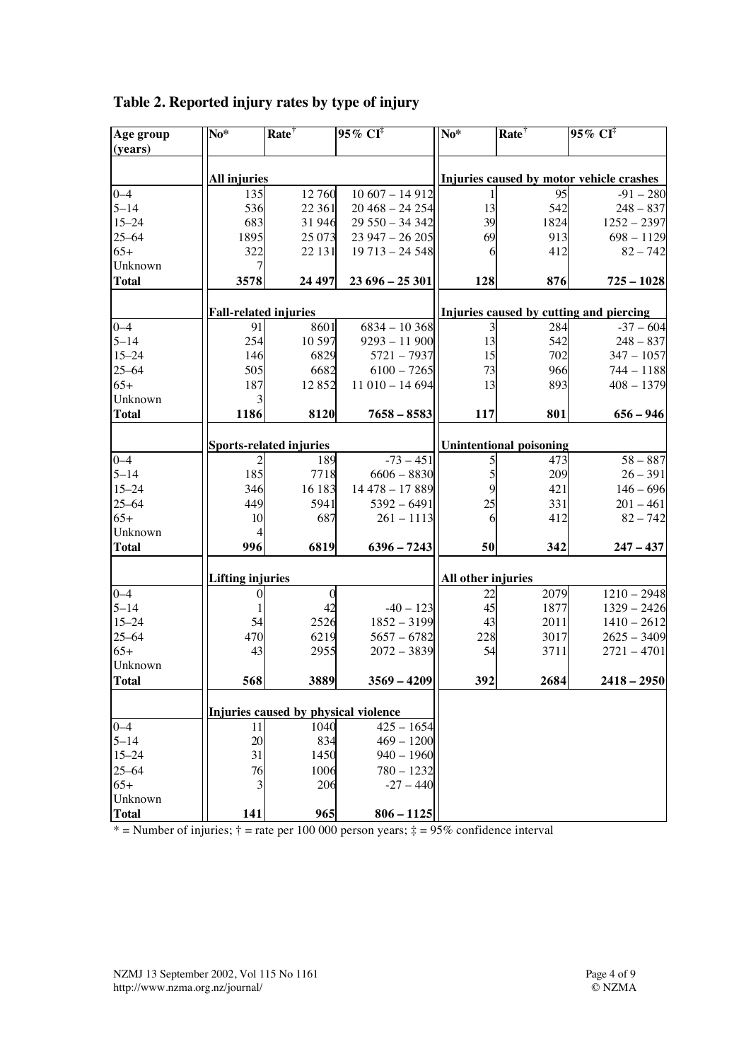## Table 2. Reported injury rates by type of injury

| Age group (years) | No* | Rate† | 95% CI‡ | No* | Rate† | 95% CI‡ |
|---|---|---|---|---|---|---|
| | **All injuries** | | | **Injuries caused by motor vehicle crashes** | | |
| 0–4 | 135 | 12 760 | 10 607 – 14 912 | 1 | 95 | -91 – 280 |
| 5–14 | 536 | 22 361 | 20 468 – 24 254 | 13 | 542 | 248 – 837 |
| 15–24 | 683 | 31 946 | 29 550 – 34 342 | 39 | 1824 | 1252 – 2397 |
| 25–64 | 1895 | 25 073 | 23 947 – 26 205 | 69 | 913 | 698 – 1129 |
| 65+ | 322 | 22 131 | 19 713 – 24 548 | 6 | 412 | 82 – 742 |
| Unknown | 7 | | | | | |
| **Total** | **3578** | **24 497** | **23 696 – 25 301** | **128** | **876** | **725 – 1028** |
| | **Fall-related injuries** | | | **Injuries caused by cutting and piercing** | | |
| 0–4 | 91 | 8601 | 6834 – 10 368 | 3 | 284 | -37 – 604 |
| 5–14 | 254 | 10 597 | 9293 – 11 900 | 13 | 542 | 248 – 837 |
| 15–24 | 146 | 6829 | 5721 – 7937 | 15 | 702 | 347 – 1057 |
| 25–64 | 505 | 6682 | 6100 – 7265 | 73 | 966 | 744 – 1188 |
| 65+ | 187 | 12 852 | 11 010 – 14 694 | 13 | 893 | 408 – 1379 |
| Unknown | 3 | | | | | |
| **Total** | **1186** | **8120** | **7658 – 8583** | **117** | **801** | **656 – 946** |
| | **Sports-related injuries** | | | **Unintentional poisoning** | | |
| 0–4 | 2 | 189 | -73 – 451 | 5 | 473 | 58 – 887 |
| 5–14 | 185 | 7718 | 6606 – 8830 | 5 | 209 | 26 – 391 |
| 15–24 | 346 | 16 183 | 14 478 – 17 889 | 9 | 421 | 146 – 696 |
| 25–64 | 449 | 5941 | 5392 – 6491 | 25 | 331 | 201 – 461 |
| 65+ | 10 | 687 | 261 – 1113 | 6 | 412 | 82 – 742 |
| Unknown | 4 | | | | | |
| **Total** | **996** | **6819** | **6396 – 7243** | **50** | **342** | **247 – 437** |
| | **Lifting injuries** | | | **All other injuries** | | |
| 0–4 | 0 | 0 | | 22 | 2079 | 1210 – 2948 |
| 5–14 | 1 | 42 | -40 – 123 | 45 | 1877 | 1329 – 2426 |
| 15–24 | 54 | 2526 | 1852 – 3199 | 43 | 2011 | 1410 – 2612 |
| 25–64 | 470 | 6219 | 5657 – 6782 | 228 | 3017 | 2625 – 3409 |
| 65+ | 43 | 2955 | 2072 – 3839 | 54 | 3711 | 2721 – 4701 |
| Unknown | | | | | | |
| **Total** | **568** | **3889** | **3569 – 4209** | **392** | **2684** | **2418 – 2950** |
| | **Injuries caused by physical violence** | | | | | |
| 0–4 | 11 | 1040 | 425 – 1654 | | | |
| 5–14 | 20 | 834 | 469 – 1200 | | | |
| 15–24 | 31 | 1450 | 940 – 1960 | | | |
| 25–64 | 76 | 1006 | 780 – 1232 | | | |
| 65+ | 3 | 206 | -27 – 440 | | | |
| Unknown | | | | | | |
| **Total** | **141** | **965** | **806 – 1125** | | | |

* = Number of injuries; † = rate per 100 000 person years; ‡ = 95% confidence interval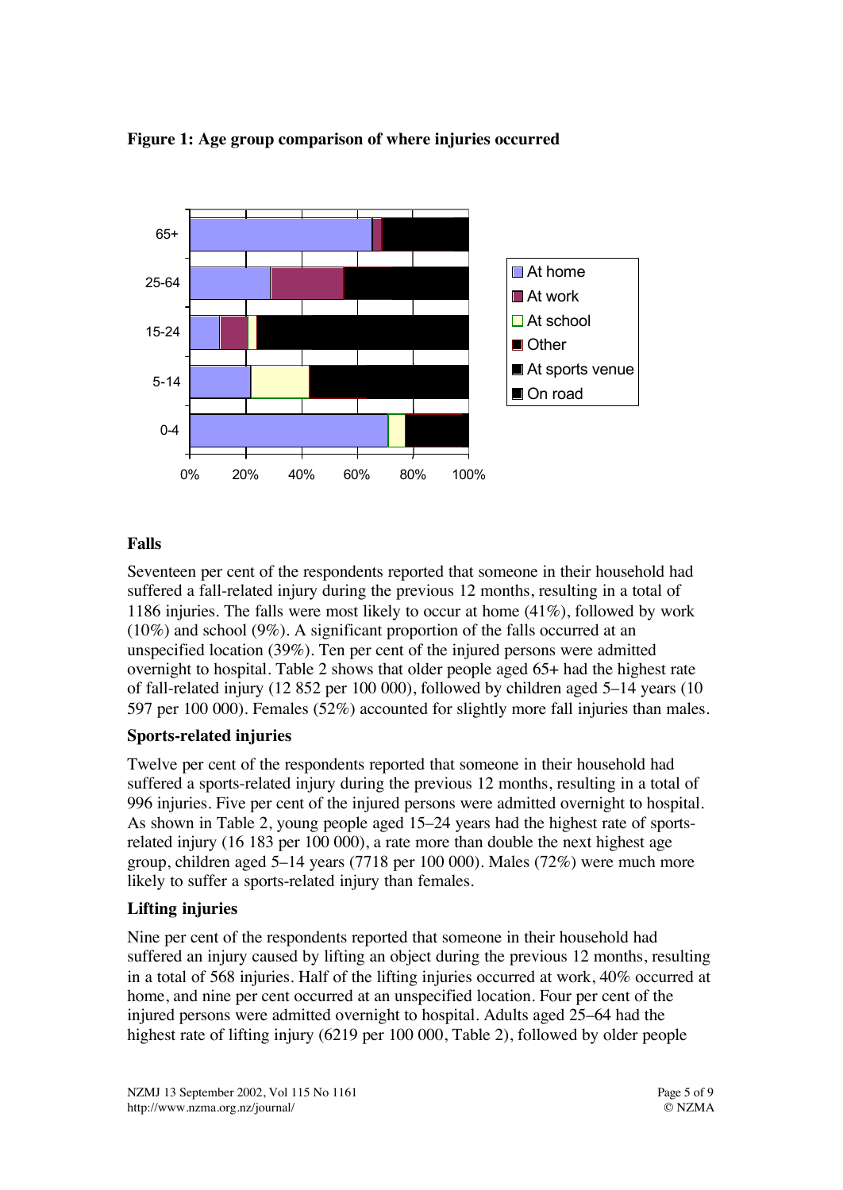**Figure 1: Age group comparison of where injuries occurred**

### Falls

Seventeen per cent of the respondents reported that someone in their household had suffered a fall-related injury during the previous 12 months, resulting in a total of 1186 injuries. The falls were most likely to occur at home (41%), followed by work (10%) and school (9%). A significant proportion of the falls occurred at an unspecified location (39%). Ten per cent of the injured persons were admitted overnight to hospital. Table 2 shows that older people aged 65+ had the highest rate of fall-related injury (12 852 per 100 000), followed by children aged 5–14 years (10 597 per 100 000). Females (52%) accounted for slightly more fall injuries than males.

### Sports-related injuries

Twelve per cent of the respondents reported that someone in their household had suffered a sports-related injury during the previous 12 months, resulting in a total of 996 injuries. Five per cent of the injured persons were admitted overnight to hospital. As shown in Table 2, young people aged 15–24 years had the highest rate of sports-related injury (16 183 per 100 000), a rate more than double the next highest age group, children aged 5–14 years (7718 per 100 000). Males (72%) were much more likely to suffer a sports-related injury than females.

### Lifting injuries

Nine per cent of the respondents reported that someone in their household had suffered an injury caused by lifting an object during the previous 12 months, resulting in a total of 568 injuries. Half of the lifting injuries occurred at work, 40% occurred at home, and nine per cent occurred at an unspecified location. Four per cent of the injured persons were admitted overnight to hospital. Adults aged 25–64 had the highest rate of lifting injury (6219 per 100 000, Table 2), followed by older people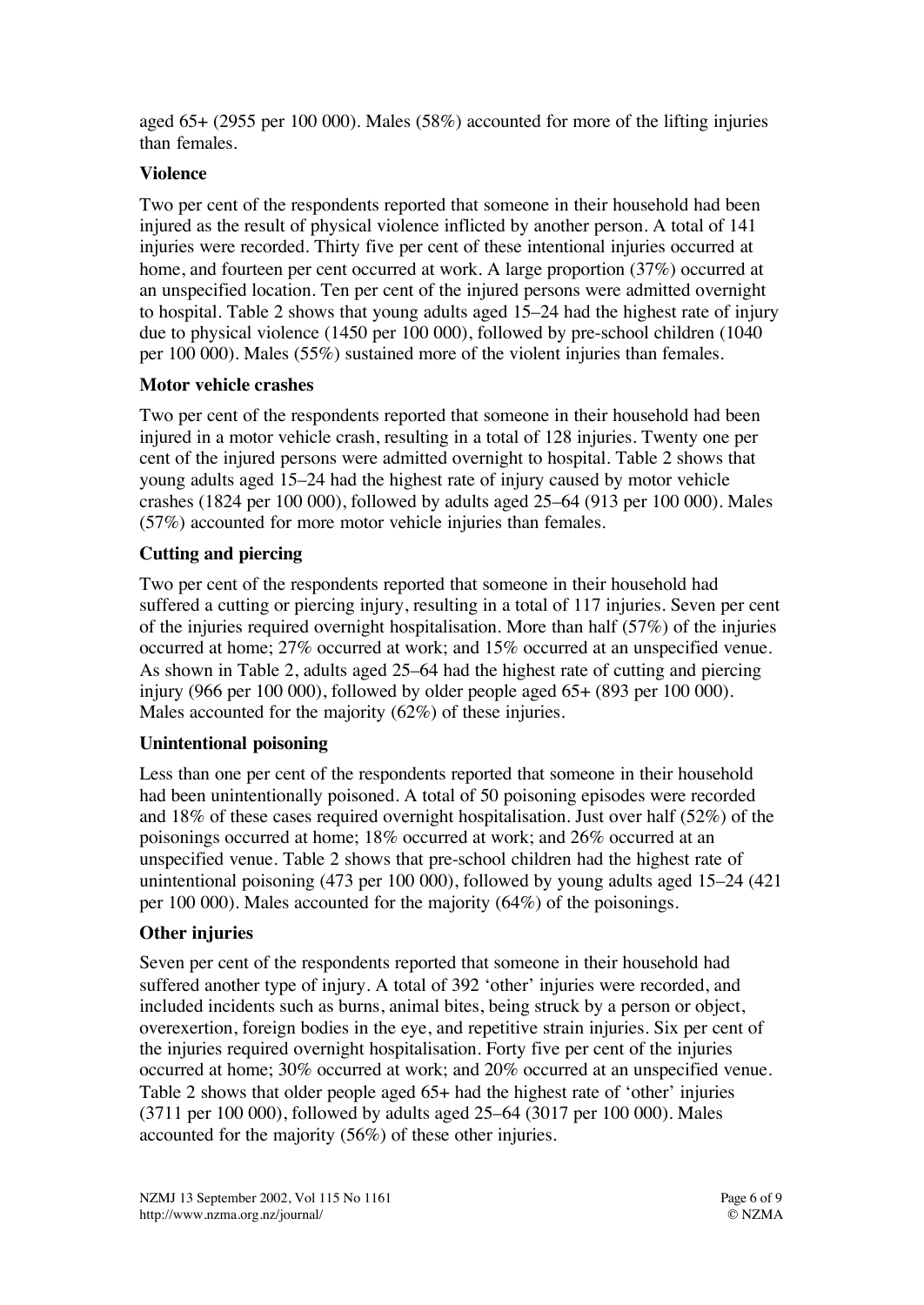aged 65+ (2955 per 100 000). Males (58%) accounted for more of the lifting injuries than females.

### Violence

Two per cent of the respondents reported that someone in their household had been injured as the result of physical violence inflicted by another person. A total of 141 injuries were recorded. Thirty five per cent of these intentional injuries occurred at home, and fourteen per cent occurred at work. A large proportion (37%) occurred at an unspecified location. Ten per cent of the injured persons were admitted overnight to hospital. Table 2 shows that young adults aged 15–24 had the highest rate of injury due to physical violence (1450 per 100 000), followed by pre-school children (1040 per 100 000). Males (55%) sustained more of the violent injuries than females.

### Motor vehicle crashes

Two per cent of the respondents reported that someone in their household had been injured in a motor vehicle crash, resulting in a total of 128 injuries. Twenty one per cent of the injured persons were admitted overnight to hospital. Table 2 shows that young adults aged 15–24 had the highest rate of injury caused by motor vehicle crashes (1824 per 100 000), followed by adults aged 25–64 (913 per 100 000). Males (57%) accounted for more motor vehicle injuries than females.

### Cutting and piercing

Two per cent of the respondents reported that someone in their household had suffered a cutting or piercing injury, resulting in a total of 117 injuries. Seven per cent of the injuries required overnight hospitalisation. More than half (57%) of the injuries occurred at home; 27% occurred at work; and 15% occurred at an unspecified venue. As shown in Table 2, adults aged 25–64 had the highest rate of cutting and piercing injury (966 per 100 000), followed by older people aged 65+ (893 per 100 000). Males accounted for the majority (62%) of these injuries.

### Unintentional poisoning

Less than one per cent of the respondents reported that someone in their household had been unintentionally poisoned. A total of 50 poisoning episodes were recorded and 18% of these cases required overnight hospitalisation. Just over half (52%) of the poisonings occurred at home; 18% occurred at work; and 26% occurred at an unspecified venue. Table 2 shows that pre-school children had the highest rate of unintentional poisoning (473 per 100 000), followed by young adults aged 15–24 (421 per 100 000). Males accounted for the majority (64%) of the poisonings.

### Other injuries

Seven per cent of the respondents reported that someone in their household had suffered another type of injury. A total of 392 'other' injuries were recorded, and included incidents such as burns, animal bites, being struck by a person or object, overexertion, foreign bodies in the eye, and repetitive strain injuries. Six per cent of the injuries required overnight hospitalisation. Forty five per cent of the injuries occurred at home; 30% occurred at work; and 20% occurred at an unspecified venue. Table 2 shows that older people aged 65+ had the highest rate of 'other' injuries (3711 per 100 000), followed by adults aged 25–64 (3017 per 100 000). Males accounted for the majority (56%) of these other injuries.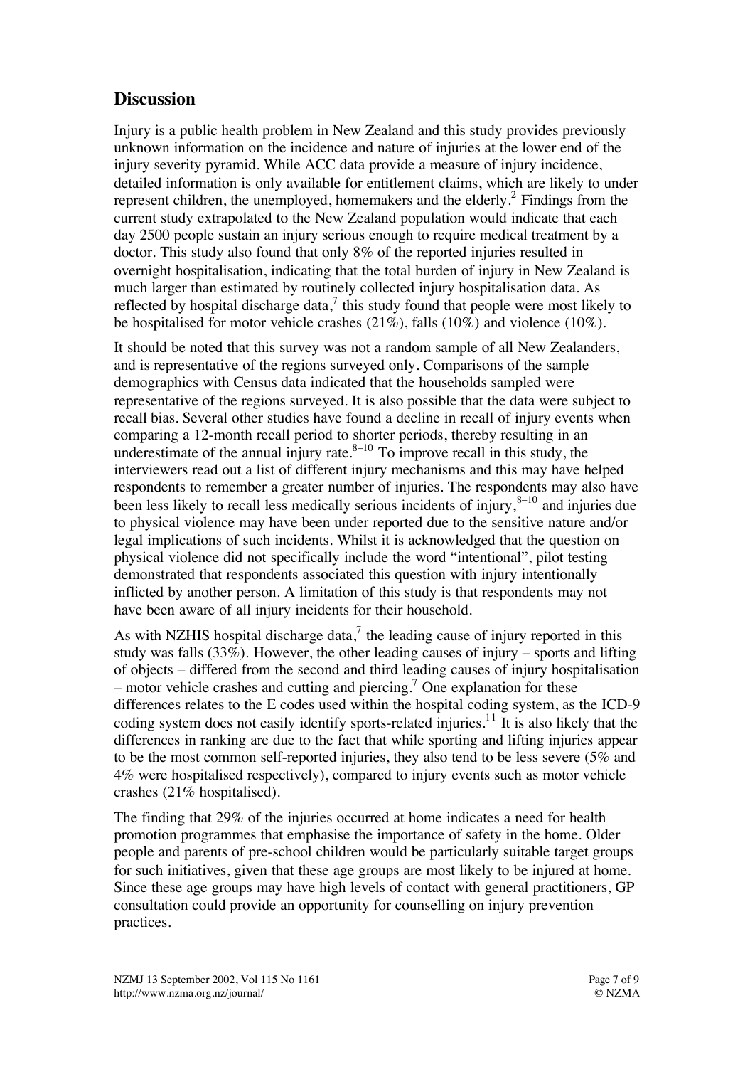## Discussion

Injury is a public health problem in New Zealand and this study provides previously unknown information on the incidence and nature of injuries at the lower end of the injury severity pyramid. While ACC data provide a measure of injury incidence, detailed information is only available for entitlement claims, which are likely to under represent children, the unemployed, homemakers and the elderly.[2] Findings from the current study extrapolated to the New Zealand population would indicate that each day 2500 people sustain an injury serious enough to require medical treatment by a doctor. This study also found that only 8% of the reported injuries resulted in overnight hospitalisation, indicating that the total burden of injury in New Zealand is much larger than estimated by routinely collected injury hospitalisation data. As reflected by hospital discharge data,[7] this study found that people were most likely to be hospitalised for motor vehicle crashes (21%), falls (10%) and violence (10%).

It should be noted that this survey was not a random sample of all New Zealanders, and is representative of the regions surveyed only. Comparisons of the sample demographics with Census data indicated that the households sampled were representative of the regions surveyed. It is also possible that the data were subject to recall bias. Several other studies have found a decline in recall of injury events when comparing a 12-month recall period to shorter periods, thereby resulting in an underestimate of the annual injury rate.[8–10] To improve recall in this study, the interviewers read out a list of different injury mechanisms and this may have helped respondents to remember a greater number of injuries. The respondents may also have been less likely to recall less medically serious incidents of injury,[8–10] and injuries due to physical violence may have been under reported due to the sensitive nature and/or legal implications of such incidents. Whilst it is acknowledged that the question on physical violence did not specifically include the word "intentional", pilot testing demonstrated that respondents associated this question with injury intentionally inflicted by another person. A limitation of this study is that respondents may not have been aware of all injury incidents for their household.

As with NZHIS hospital discharge data,[7] the leading cause of injury reported in this study was falls (33%). However, the other leading causes of injury – sports and lifting of objects – differed from the second and third leading causes of injury hospitalisation – motor vehicle crashes and cutting and piercing.[7] One explanation for these differences relates to the E codes used within the hospital coding system, as the ICD-9 coding system does not easily identify sports-related injuries.[11] It is also likely that the differences in ranking are due to the fact that while sporting and lifting injuries appear to be the most common self-reported injuries, they also tend to be less severe (5% and 4% were hospitalised respectively), compared to injury events such as motor vehicle crashes (21% hospitalised).

The finding that 29% of the injuries occurred at home indicates a need for health promotion programmes that emphasise the importance of safety in the home. Older people and parents of pre-school children would be particularly suitable target groups for such initiatives, given that these age groups are most likely to be injured at home. Since these age groups may have high levels of contact with general practitioners, GP consultation could provide an opportunity for counselling on injury prevention practices.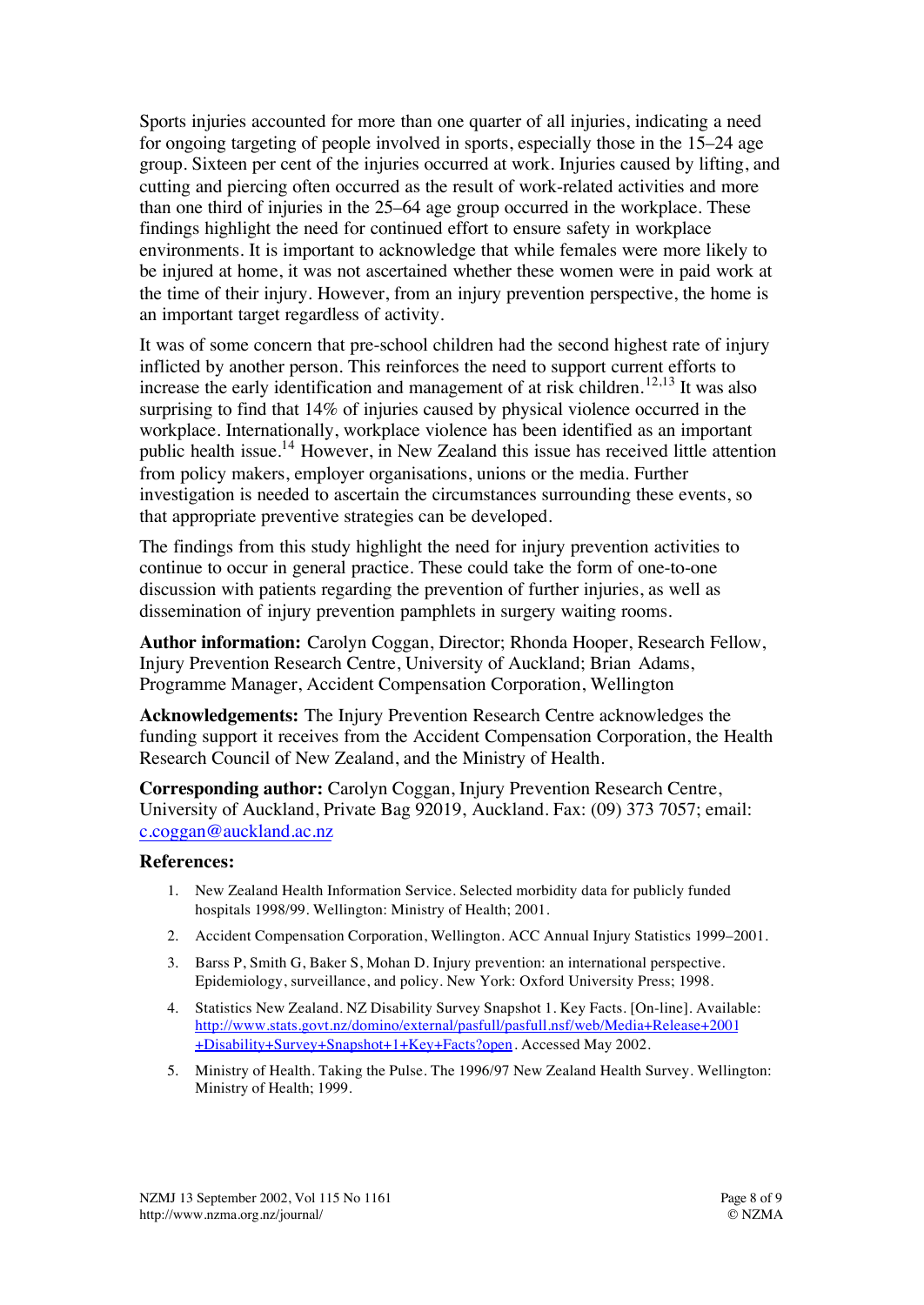Sports injuries accounted for more than one quarter of all injuries, indicating a need for ongoing targeting of people involved in sports, especially those in the 15–24 age group. Sixteen per cent of the injuries occurred at work. Injuries caused by lifting, and cutting and piercing often occurred as the result of work-related activities and more than one third of injuries in the 25–64 age group occurred in the workplace. These findings highlight the need for continued effort to ensure safety in workplace environments. It is important to acknowledge that while females were more likely to be injured at home, it was not ascertained whether these women were in paid work at the time of their injury. However, from an injury prevention perspective, the home is an important target regardless of activity.

It was of some concern that pre-school children had the second highest rate of injury inflicted by another person. This reinforces the need to support current efforts to increase the early identification and management of at risk children.[12,13] It was also surprising to find that 14% of injuries caused by physical violence occurred in the workplace. Internationally, workplace violence has been identified as an important public health issue.[14] However, in New Zealand this issue has received little attention from policy makers, employer organisations, unions or the media. Further investigation is needed to ascertain the circumstances surrounding these events, so that appropriate preventive strategies can be developed.

The findings from this study highlight the need for injury prevention activities to continue to occur in general practice. These could take the form of one-to-one discussion with patients regarding the prevention of further injuries, as well as dissemination of injury prevention pamphlets in surgery waiting rooms.

**Author information:** Carolyn Coggan, Director; Rhonda Hooper, Research Fellow, Injury Prevention Research Centre, University of Auckland; Brian Adams, Programme Manager, Accident Compensation Corporation, Wellington

**Acknowledgements:** The Injury Prevention Research Centre acknowledges the funding support it receives from the Accident Compensation Corporation, the Health Research Council of New Zealand, and the Ministry of Health.

**Corresponding author:** Carolyn Coggan, Injury Prevention Research Centre, University of Auckland, Private Bag 92019, Auckland. Fax: (09) 373 7057; email: c.coggan@auckland.ac.nz

### References:

1. New Zealand Health Information Service. Selected morbidity data for publicly funded hospitals 1998/99. Wellington: Ministry of Health; 2001.
2. Accident Compensation Corporation, Wellington. ACC Annual Injury Statistics 1999–2001.
3. Barss P, Smith G, Baker S, Mohan D. Injury prevention: an international perspective. Epidemiology, surveillance, and policy. New York: Oxford University Press; 1998.
4. Statistics New Zealand. NZ Disability Survey Snapshot 1. Key Facts. [On-line]. Available: http://www.stats.govt.nz/domino/external/pasfull/pasfull.nsf/web/Media+Release+2001+Disability+Survey+Snapshot+1+Key+Facts?open. Accessed May 2002.
5. Ministry of Health. Taking the Pulse. The 1996/97 New Zealand Health Survey. Wellington: Ministry of Health; 1999.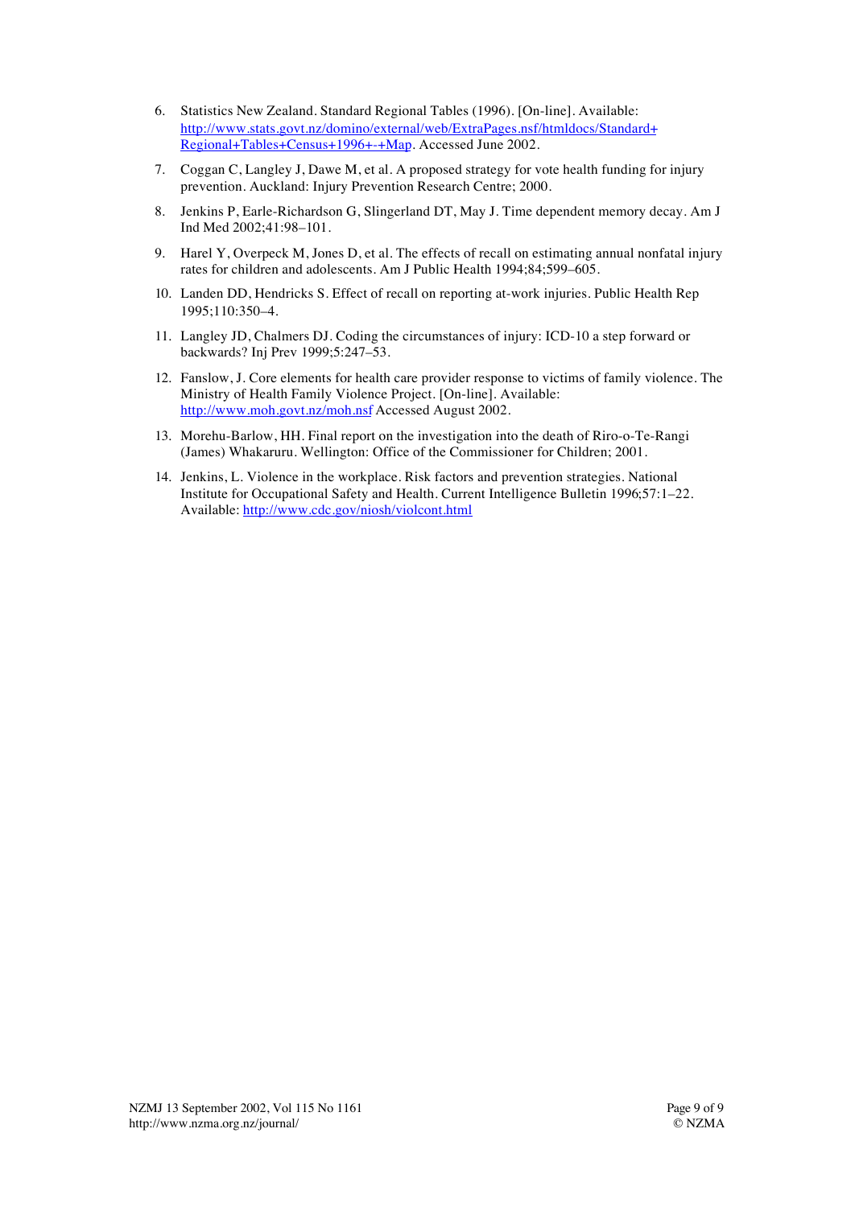6. Statistics New Zealand. Standard Regional Tables (1996). [On-line]. Available: http://www.stats.govt.nz/domino/external/web/ExtraPages.nsf/htmldocs/Standard+Regional+Tables+Census+1996+-+Map. Accessed June 2002.
7. Coggan C, Langley J, Dawe M, et al. A proposed strategy for vote health funding for injury prevention. Auckland: Injury Prevention Research Centre; 2000.
8. Jenkins P, Earle-Richardson G, Slingerland DT, May J. Time dependent memory decay. Am J Ind Med 2002;41:98–101.
9. Harel Y, Overpeck M, Jones D, et al. The effects of recall on estimating annual nonfatal injury rates for children and adolescents. Am J Public Health 1994;84;599–605.
10. Landen DD, Hendricks S. Effect of recall on reporting at-work injuries. Public Health Rep 1995;110:350–4.
11. Langley JD, Chalmers DJ. Coding the circumstances of injury: ICD-10 a step forward or backwards? Inj Prev 1999;5:247–53.
12. Fanslow, J. Core elements for health care provider response to victims of family violence. The Ministry of Health Family Violence Project. [On-line]. Available: http://www.moh.govt.nz/moh.nsf Accessed August 2002.
13. Morehu-Barlow, HH. Final report on the investigation into the death of Riro-o-Te-Rangi (James) Whakaruru. Wellington: Office of the Commissioner for Children; 2001.
14. Jenkins, L. Violence in the workplace. Risk factors and prevention strategies. National Institute for Occupational Safety and Health. Current Intelligence Bulletin 1996;57:1–22. Available: http://www.cdc.gov/niosh/violcont.html